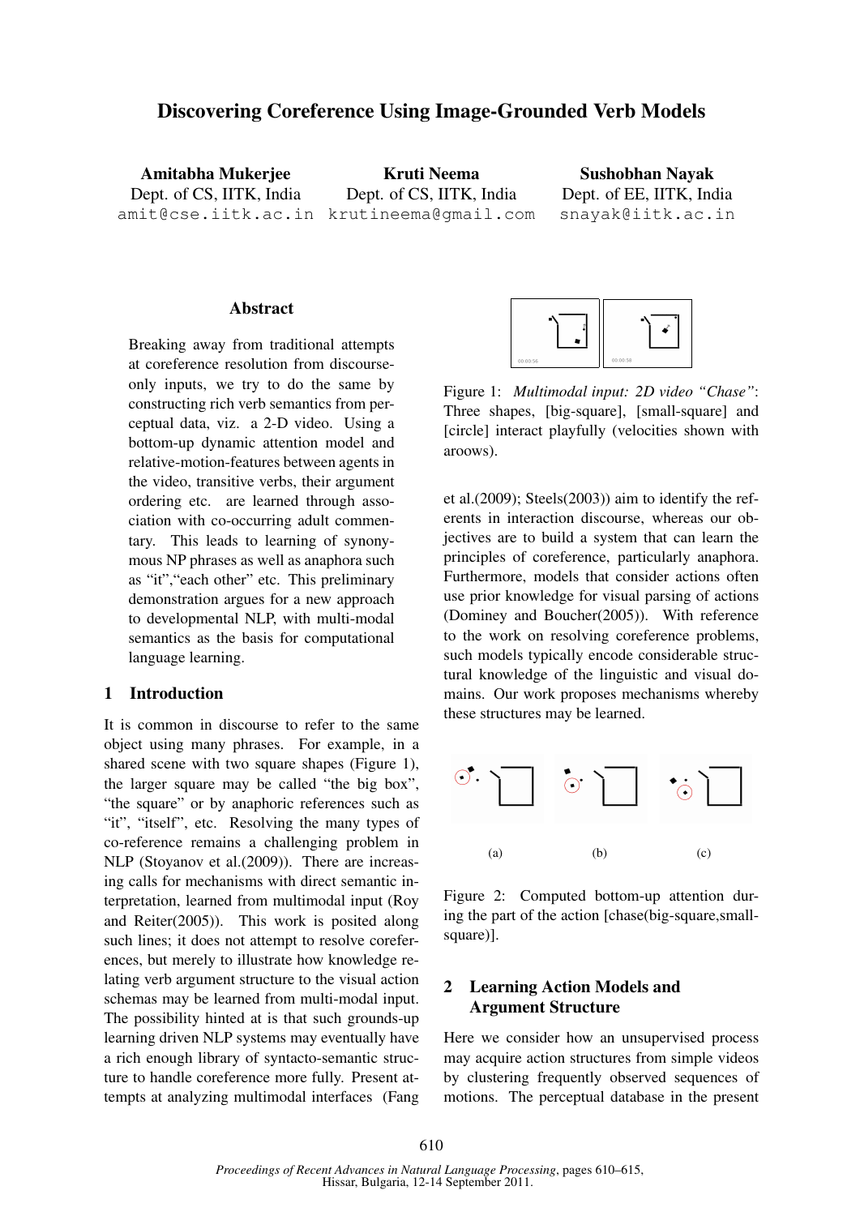# Discovering Coreference Using Image-Grounded Verb Models

**Amitabha Mukerjee**
Dept. of CS, IITK, India
amit@cse.iitk.ac.in

**Kruti Neema**
Dept. of CS, IITK, India
krutineema@gmail.com

**Sushobhan Nayak**
Dept. of EE, IITK, India
snayak@iitk.ac.in

## Abstract

Breaking away from traditional attempts at coreference resolution from discourse-only inputs, we try to do the same by constructing rich verb semantics from perceptual data, viz. a 2-D video. Using a bottom-up dynamic attention model and relative-motion-features between agents in the video, transitive verbs, their argument ordering etc. are learned through association with co-occurring adult commentary. This leads to learning of synonymous NP phrases as well as anaphora such as "it","each other" etc. This preliminary demonstration argues for a new approach to developmental NLP, with multi-modal semantics as the basis for computational language learning.

## 1 Introduction

It is common in discourse to refer to the same object using many phrases. For example, in a shared scene with two square shapes (Figure 1), the larger square may be called "the big box", "the square" or by anaphoric references such as "it", "itself", etc. Resolving the many types of co-reference remains a challenging problem in NLP (Stoyanov et al.(2009)). There are increasing calls for mechanisms with direct semantic interpretation, learned from multimodal input (Roy and Reiter(2005)). This work is posited along such lines; it does not attempt to resolve coreferences, but merely to illustrate how knowledge relating verb argument structure to the visual action schemas may be learned from multi-modal input. The possibility hinted at is that such grounds-up learning driven NLP systems may eventually have a rich enough library of syntacto-semantic structure to handle coreference more fully. Present attempts at analyzing multimodal interfaces (Fang et al.(2009); Steels(2003)) aim to identify the referents in interaction discourse, whereas our objectives are to build a system that can learn the principles of coreference, particularly anaphora. Furthermore, models that consider actions often use prior knowledge for visual parsing of actions (Dominey and Boucher(2005)). With reference to the work on resolving coreference problems, such models typically encode considerable structural knowledge of the linguistic and visual domains. Our work proposes mechanisms whereby these structures may be learned.

Figure 1: *Multimodal input: 2D video "Chase"*: Three shapes, [big-square], [small-square] and [circle] interact playfully (velocities shown with aroows).

(a) (b) (c)

Figure 2: Computed bottom-up attention during the part of the action [chase(big-square,small-square)].

## 2 Learning Action Models and Argument Structure

Here we consider how an unsupervised process may acquire action structures from simple videos by clustering frequently observed sequences of motions. The perceptual database in the present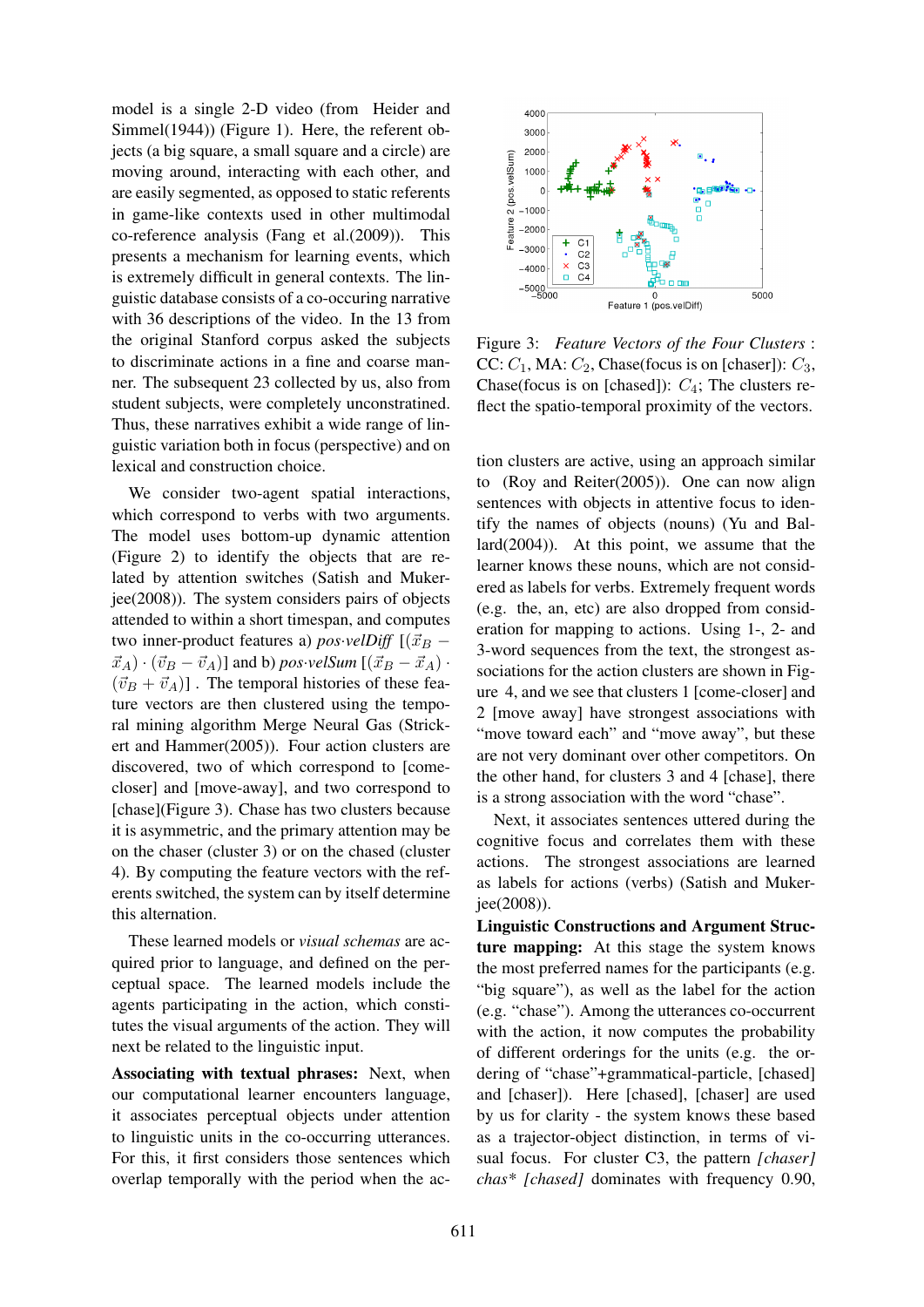model is a single 2-D video (from Heider and Simmel(1944)) (Figure 1). Here, the referent objects (a big square, a small square and a circle) are moving around, interacting with each other, and are easily segmented, as opposed to static referents in game-like contexts used in other multimodal co-reference analysis (Fang et al.(2009)). This presents a mechanism for learning events, which is extremely difficult in general contexts. The linguistic database consists of a co-occuring narrative with 36 descriptions of the video. In the 13 from the original Stanford corpus asked the subjects to discriminate actions in a fine and coarse manner. The subsequent 23 collected by us, also from student subjects, were completely unconstrained. Thus, these narratives exhibit a wide range of linguistic variation both in focus (perspective) and on lexical and construction choice.

We consider two-agent spatial interactions, which correspond to verbs with two arguments. The model uses bottom-up dynamic attention (Figure 2) to identify the objects that are related by attention switches (Satish and Mukerjee(2008)). The system considers pairs of objects attended to within a short timespan, and computes two inner-product features a) *pos·velDiff* $[(\vec{x}_B - \vec{x}_A) \cdot (\vec{v}_B - \vec{v}_A)]$ and b) *pos·velSum* $[(\vec{x}_B - \vec{x}_A) \cdot (\vec{v}_B + \vec{v}_A)]$ . The temporal histories of these feature vectors are then clustered using the temporal mining algorithm Merge Neural Gas (Strickert and Hammer(2005)). Four action clusters are discovered, two of which correspond to [come-closer] and [move-away], and two correspond to [chase](Figure 3). Chase has two clusters because it is asymmetric, and the primary attention may be on the chaser (cluster 3) or on the chased (cluster 4). By computing the feature vectors with the referents switched, the system can by itself determine this alternation.

These learned models or *visual schemas* are acquired prior to language, and defined on the perceptual space. The learned models include the agents participating in the action, which constitutes the visual arguments of the action. They will next be related to the linguistic input.

**Associating with textual phrases:** Next, when our computational learner encounters language, it associates perceptual objects under attention to linguistic units in the co-occurring utterances. For this, it first considers those sentences which overlap temporally with the period when the action clusters are active, using an approach similar to (Roy and Reiter(2005)). One can now align sentences with objects in attentive focus to identify the names of objects (nouns) (Yu and Ballard(2004)). At this point, we assume that the learner knows these nouns, which are not considered as labels for verbs. Extremely frequent words (e.g. the, an, etc) are also dropped from consideration for mapping to actions. Using 1-, 2- and 3-word sequences from the text, the strongest associations for the action clusters are shown in Figure 4, and we see that clusters 1 [come-closer] and 2 [move away] have strongest associations with "move toward each" and "move away", but these are not very dominant over other competitors. On the other hand, for clusters 3 and 4 [chase], there is a strong association with the word "chase".

Figure 3: *Feature Vectors of the Four Clusters* : CC: $C_1$, MA: $C_2$, Chase(focus is on [chaser]): $C_3$, Chase(focus is on [chased]): $C_4$; The clusters reflect the spatio-temporal proximity of the vectors.

Next, it associates sentences uttered during the cognitive focus and correlates them with these actions. The strongest associations are learned as labels for actions (verbs) (Satish and Mukerjee(2008)).

**Linguistic Constructions and Argument Structure mapping:** At this stage the system knows the most preferred names for the participants (e.g. "big square"), as well as the label for the action (e.g. "chase"). Among the utterances co-occurrent with the action, it now computes the probability of different orderings for the units (e.g. the ordering of "chase"+grammatical-particle, [chased] and [chaser]). Here [chased], [chaser] are used by us for clarity - the system knows these based as a trajector-object distinction, in terms of visual focus. For cluster C3, the pattern *[chaser] chas\* [chased]* dominates with frequency 0.90,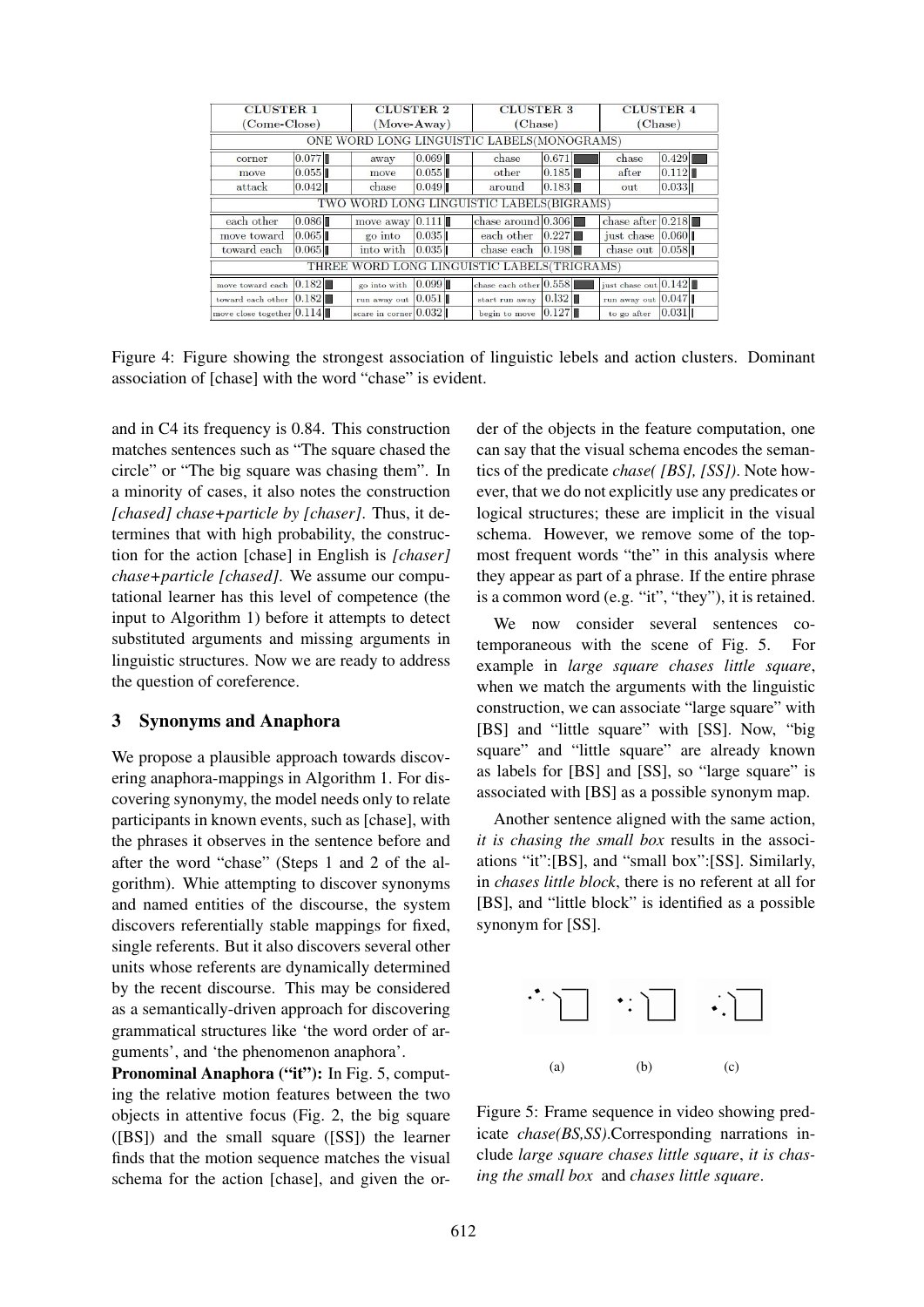| CLUSTER 1 (Come-Close) | | CLUSTER 2 (Move-Away) | | CLUSTER 3 (Chase) | | CLUSTER 4 (Chase) | |
|---|---|---|---|---|---|---|---|
| ONE WORD LONG LINGUISTIC LABELS(MONOGRAMS) | | | | | | | |
| corner | 0.077 | away | 0.069 | chase | 0.671 | chase | 0.429 |
| move | 0.055 | move | 0.055 | other | 0.185 | after | 0.112 |
| attack | 0.042 | chase | 0.049 | around | 0.183 | out | 0.033 |
| TWO WORD LONG LINGUISTIC LABELS(BIGRAMS) | | | | | | | |
| each other | 0.086 | move away | 0.111 | chase around | 0.306 | chase after | 0.218 |
| move toward | 0.065 | go into | 0.035 | each other | 0.227 | just chase | 0.060 |
| toward each | 0.065 | into with | 0.035 | chase each | 0.198 | chase out | 0.058 |
| THREE WORD LONG LINGUISTIC LABELS(TRIGRAMS) | | | | | | | |
| move toward each | 0.182 | go into with | 0.099 | chase each other | 0.558 | just chase out | 0.142 |
| toward each other | 0.182 | run away out | 0.051 | start run away | 0.132 | run away out | 0.047 |
| move close together | 0.114 | scare in corner | 0.032 | begin to move | 0.127 | to go after | 0.031 |

Figure 4: Figure showing the strongest association of linguistic lebels and action clusters. Dominant association of [chase] with the word "chase" is evident.

and in C4 its frequency is 0.84. This construction matches sentences such as "The square chased the circle" or "The big square was chasing them". In a minority of cases, it also notes the construction *[chased] chase+particle by [chaser]*. Thus, it determines that with high probability, the construction for the action [chase] in English is *[chaser] chase+particle [chased]*. We assume our computational learner has this level of competence (the input to Algorithm 1) before it attempts to detect substituted arguments and missing arguments in linguistic structures. Now we are ready to address the question of coreference.

## 3 Synonyms and Anaphora

We propose a plausible approach towards discovering anaphora-mappings in Algorithm 1. For discovering synonymy, the model needs only to relate participants in known events, such as [chase], with the phrases it observes in the sentence before and after the word "chase" (Steps 1 and 2 of the algorithm). Whie attempting to discover synonyms and named entities of the discourse, the system discovers referentially stable mappings for fixed, single referents. But it also discovers several other units whose referents are dynamically determined by the recent discourse. This may be considered as a semantically-driven approach for discovering grammatical structures like 'the word order of arguments', and 'the phenomenon anaphora'.

**Pronominal Anaphora ("it"):** In Fig. 5, computing the relative motion features between the two objects in attentive focus (Fig. 2, the big square ([BS]) and the small square ([SS]) the learner finds that the motion sequence matches the visual schema for the action [chase], and given the order of the objects in the feature computation, one can say that the visual schema encodes the semantics of the predicate *chase( [BS], [SS])*. Note however, that we do not explicitly use any predicates or logical structures; these are implicit in the visual schema. However, we remove some of the topmost frequent words "the" in this analysis where they appear as part of a phrase. If the entire phrase is a common word (e.g. "it", "they"), it is retained.

We now consider several sentences cotemporaneous with the scene of Fig. 5. For example in *large square chases little square*, when we match the arguments with the linguistic construction, we can associate "large square" with [BS] and "little square" with [SS]. Now, "big square" and "little square" are already known as labels for [BS] and [SS], so "large square" is associated with [BS] as a possible synonym map.

Another sentence aligned with the same action, *it is chasing the small box* results in the associations "it":[BS], and "small box":[SS]. Similarly, in *chases little block*, there is no referent at all for [BS], and "little block" is identified as a possible synonym for [SS].

(a) (b) (c)

Figure 5: Frame sequence in video showing predicate *chase(BS,SS)*.Corresponding narrations include *large square chases little square*, *it is chasing the small box* and *chases little square*.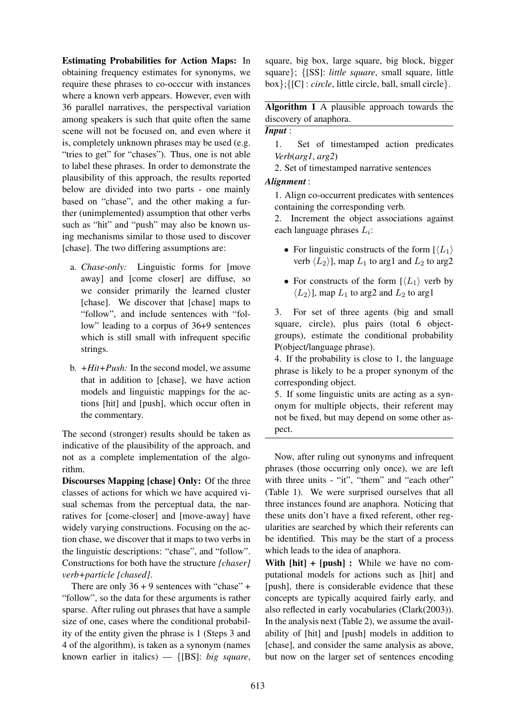**Estimating Probabilities for Action Maps:** In obtaining frequency estimates for synonyms, we require these phrases to co-occcur with instances where a known verb appears. However, even with 36 parallel narratives, the perspectival variation among speakers is such that quite often the same scene will not be focused on, and even where it is, completely unknown phrases may be used (e.g. "tries to get" for "chases"). Thus, one is not able to label these phrases. In order to demonstrate the plausibility of this approach, the results reported below are divided into two parts - one mainly based on "chase", and the other making a further (unimplemented) assumption that other verbs such as "hit" and "push" may also be known using mechanisms similar to those used to discover [chase]. The two differing assumptions are:

a. *Chase-only:* Linguistic forms for [move away] and [come closer] are diffuse, so we consider primarily the learned cluster [chase]. We discover that [chase] maps to "follow", and include sentences with "follow" leading to a corpus of 36+9 sentences which is still small with infrequent specific strings.

b. *+Hit+Push:* In the second model, we assume that in addition to [chase], we have action models and linguistic mappings for the actions [hit] and [push], which occur often in the commentary.

The second (stronger) results should be taken as indicative of the plausibility of the approach, and not as a complete implementation of the algorithm.

**Discourses Mapping [chase] Only:** Of the three classes of actions for which we have acquired visual schemas from the perceptual data, the narratives for [come-closer] and [move-away] have widely varying constructions. Focusing on the action chase, we discover that it maps to two verbs in the linguistic descriptions: "chase", and "follow". Constructions for both have the structure *[chaser] verb+particle [chased]*.

There are only 36 + 9 sentences with "chase" + "follow", so the data for these arguments is rather sparse. After ruling out phrases that have a sample size of one, cases where the conditional probability of the entity given the phrase is 1 (Steps 3 and 4 of the algorithm), is taken as a synonym (names known earlier in italics) — {[BS]: *big square*, square, big box, large square, big block, bigger square}; {[SS]: *little square*, small square, little box};{[C] : *circle*, little circle, ball, small circle}.

---

**Algorithm 1** A plausible approach towards the discovery of anaphora.

***Input*** :

1. Set of timestamped action predicates *Verb*(*arg1*, *arg2*)

2. Set of timestamped narrative sentences

***Alignment*** :

1. Align co-occurrent predicates with sentences containing the corresponding verb.

2. Increment the object associations against each language phrases $L_i$:

- For linguistic constructs of the form [$\langle L_1 \rangle$ verb $\langle L_2 \rangle$], map $L_1$ to arg1 and $L_2$ to arg2
- For constructs of the form [$\langle L_1 \rangle$ verb by $\langle L_2 \rangle$], map $L_1$ to arg2 and $L_2$ to arg1

3. For set of three agents (big and small square, circle), plus pairs (total 6 object-groups), estimate the conditional probability P(object/language phrase).

4. If the probability is close to 1, the language phrase is likely to be a proper synonym of the corresponding object.

5. If some linguistic units are acting as a synonym for multiple objects, their referent may not be fixed, but may depend on some other aspect.

---

Now, after ruling out synonyms and infrequent phrases (those occurring only once), we are left with three units - "it", "them" and "each other" (Table 1). We were surprised ourselves that all three instances found are anaphora. Noticing that these units don't have a fixed referent, other regularities are searched by which their referents can be identified. This may be the start of a process which leads to the idea of anaphora.

**With [hit] + [push] :** While we have no computational models for actions such as [hit] and [push], there is considerable evidence that these concepts are typically acquired fairly early, and also reflected in early vocabularies (Clark(2003)). In the analysis next (Table 2), we assume the availability of [hit] and [push] models in addition to [chase], and consider the same analysis as above, but now on the larger set of sentences encoding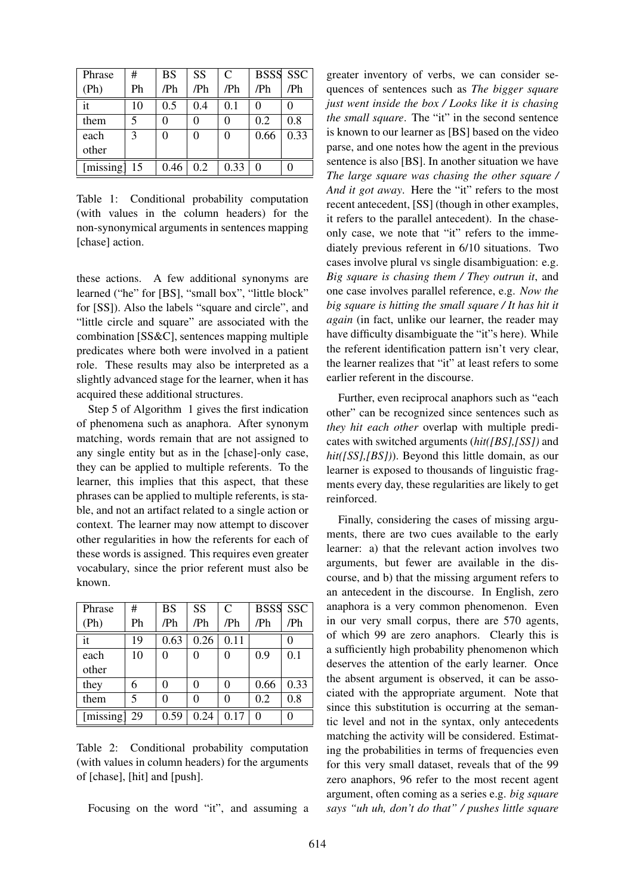| Phrase (Ph) | # Ph | BS /Ph | SS /Ph | C /Ph | BSSS /Ph | SSC /Ph |
|---|---|---|---|---|---|---|
| it | 10 | 0.5 | 0.4 | 0.1 | 0 | 0 |
| them | 5 | 0 | 0 | 0 | 0.2 | 0.8 |
| each other | 3 | 0 | 0 | 0 | 0.66 | 0.33 |
| [missing] | 15 | 0.46 | 0.2 | 0.33 | 0 | 0 |

Table 1: Conditional probability computation (with values in the column headers) for the non-synonymical arguments in sentences mapping [chase] action.

these actions. A few additional synonyms are learned ("he" for [BS], "small box", "little block" for [SS]). Also the labels "square and circle", and "little circle and square" are associated with the combination [SS&C], sentences mapping multiple predicates where both were involved in a patient role. These results may also be interpreted as a slightly advanced stage for the learner, when it has acquired these additional structures.

Step 5 of Algorithm 1 gives the first indication of phenomena such as anaphora. After synonym matching, words remain that are not assigned to any single entity but as in the [chase]-only case, they can be applied to multiple referents. To the learner, this implies that this aspect, that these phrases can be applied to multiple referents, is stable, and not an artifact related to a single action or context. The learner may now attempt to discover other regularities in how the referents for each of these words is assigned. This requires even greater vocabulary, since the prior referent must also be known.

| Phrase (Ph) | # Ph | BS /Ph | SS /Ph | C /Ph | BSSS /Ph | SSC /Ph |
|---|---|---|---|---|---|---|
| it | 19 | 0.63 | 0.26 | 0.11 | | 0 |
| each other | 10 | 0 | 0 | 0 | 0.9 | 0.1 |
| they | 6 | 0 | 0 | 0 | 0.66 | 0.33 |
| them | 5 | 0 | 0 | 0 | 0.2 | 0.8 |
| [missing] | 29 | 0.59 | 0.24 | 0.17 | 0 | 0 |

Table 2: Conditional probability computation (with values in column headers) for the arguments of [chase], [hit] and [push].

Focusing on the word "it", and assuming a greater inventory of verbs, we can consider sequences of sentences such as *The bigger square just went inside the box / Looks like it is chasing the small square*. The "it" in the second sentence is known to our learner as [BS] based on the video parse, and one notes how the agent in the previous sentence is also [BS]. In another situation we have *The large square was chasing the other square / And it got away*. Here the "it" refers to the most recent antecedent, [SS] (though in other examples, it refers to the parallel antecedent). In the chase-only case, we note that "it" refers to the immediately previous referent in 6/10 situations. Two cases involve plural vs single disambiguation: e.g. *Big square is chasing them / They outrun it*, and one case involves parallel reference, e.g. *Now the big square is hitting the small square / It has hit it again* (in fact, unlike our learner, the reader may have difficulty disambiguate the "it"s here). While the referent identification pattern isn't very clear, the learner realizes that "it" at least refers to some earlier referent in the discourse.

Further, even reciprocal anaphors such as "each other" can be recognized since sentences such as *they hit each other* overlap with multiple predicates with switched arguments (*hit([BS],[SS])* and *hit([SS],[BS])*). Beyond this little domain, as our learner is exposed to thousands of linguistic fragments every day, these regularities are likely to get reinforced.

Finally, considering the cases of missing arguments, there are two cues available to the early learner: a) that the relevant action involves two arguments, but fewer are available in the discourse, and b) that the missing argument refers to an antecedent in the discourse. In English, zero anaphora is a very common phenomenon. Even in our very small corpus, there are 570 agents, of which 99 are zero anaphors. Clearly this is a sufficiently high probability phenomenon which deserves the attention of the early learner. Once the absent argument is observed, it can be associated with the appropriate argument. Note that since this substitution is occurring at the semantic level and not in the syntax, only antecedents matching the activity will be considered. Estimating the probabilities in terms of frequencies even for this very small dataset, reveals that of the 99 zero anaphors, 96 refer to the most recent agent argument, often coming as a series e.g. *big square says "uh uh, don't do that" / pushes little square*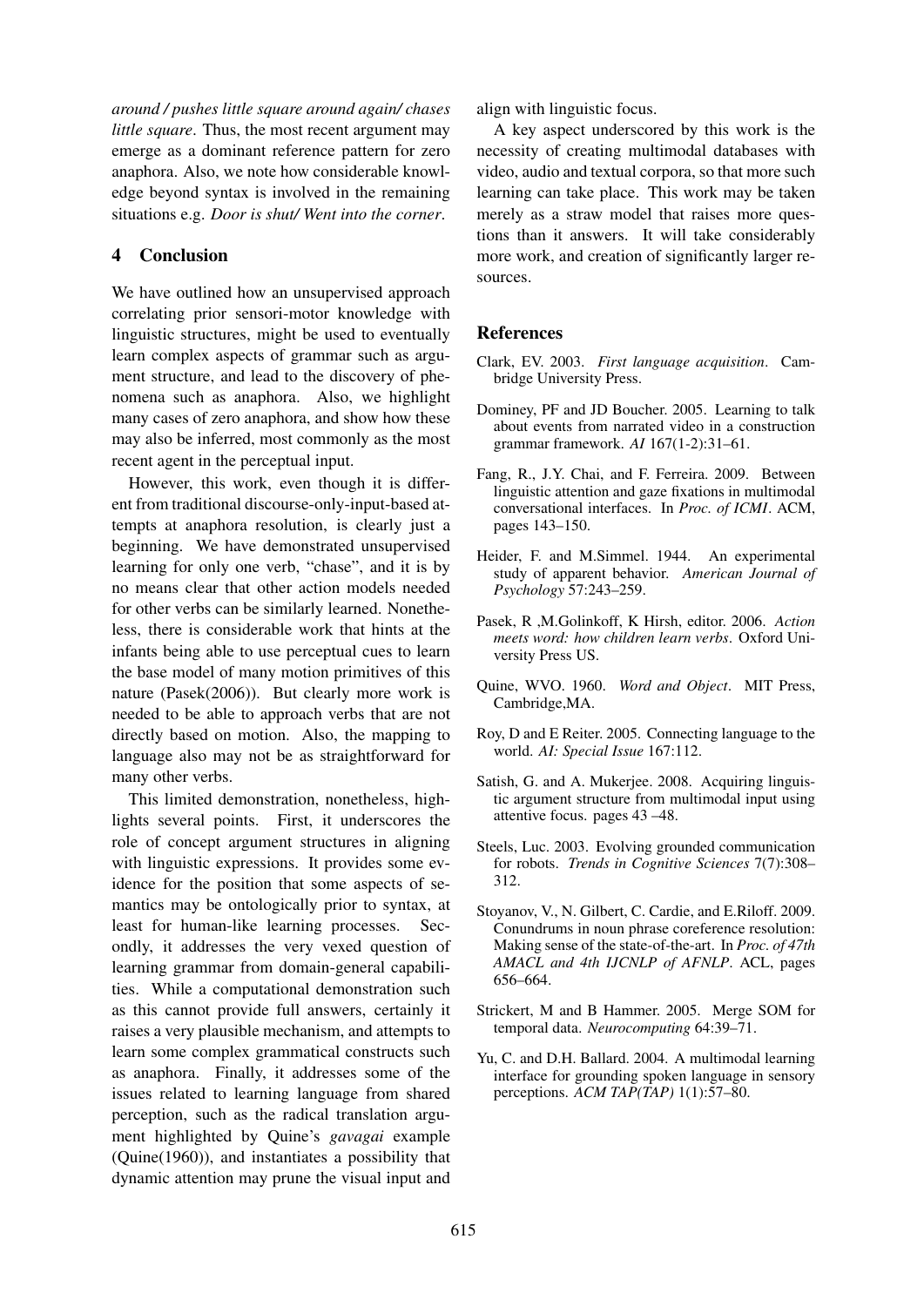*around / pushes little square around again/ chases little square*. Thus, the most recent argument may emerge as a dominant reference pattern for zero anaphora. Also, we note how considerable knowledge beyond syntax is involved in the remaining situations e.g. *Door is shut/ Went into the corner*.

## 4 Conclusion

We have outlined how an unsupervised approach correlating prior sensori-motor knowledge with linguistic structures, might be used to eventually learn complex aspects of grammar such as argument structure, and lead to the discovery of phenomena such as anaphora. Also, we highlight many cases of zero anaphora, and show how these may also be inferred, most commonly as the most recent agent in the perceptual input.

However, this work, even though it is different from traditional discourse-only-input-based attempts at anaphora resolution, is clearly just a beginning. We have demonstrated unsupervised learning for only one verb, "chase", and it is by no means clear that other action models needed for other verbs can be similarly learned. Nonetheless, there is considerable work that hints at the infants being able to use perceptual cues to learn the base model of many motion primitives of this nature (Pasek(2006)). But clearly more work is needed to be able to approach verbs that are not directly based on motion. Also, the mapping to language also may not be as straightforward for many other verbs.

This limited demonstration, nonetheless, highlights several points. First, it underscores the role of concept argument structures in aligning with linguistic expressions. It provides some evidence for the position that some aspects of semantics may be ontologically prior to syntax, at least for human-like learning processes. Secondly, it addresses the very vexed question of learning grammar from domain-general capabilities. While a computational demonstration such as this cannot provide full answers, certainly it raises a very plausible mechanism, and attempts to learn some complex grammatical constructs such as anaphora. Finally, it addresses some of the issues related to learning language from shared perception, such as the radical translation argument highlighted by Quine's *gavagai* example (Quine(1960)), and instantiates a possibility that dynamic attention may prune the visual input and align with linguistic focus.

A key aspect underscored by this work is the necessity of creating multimodal databases with video, audio and textual corpora, so that more such learning can take place. This work may be taken merely as a straw model that raises more questions than it answers. It will take considerably more work, and creation of significantly larger resources.

## References

Clark, EV. 2003. *First language acquisition*. Cambridge University Press.

Dominey, PF and JD Boucher. 2005. Learning to talk about events from narrated video in a construction grammar framework. *AI* 167(1-2):31–61.

Fang, R., J.Y. Chai, and F. Ferreira. 2009. Between linguistic attention and gaze fixations in multimodal conversational interfaces. In *Proc. of ICMI*. ACM, pages 143–150.

Heider, F. and M.Simmel. 1944. An experimental study of apparent behavior. *American Journal of Psychology* 57:243–259.

Pasek, R ,M.Golinkoff, K Hirsh, editor. 2006. *Action meets word: how children learn verbs*. Oxford University Press US.

Quine, WVO. 1960. *Word and Object*. MIT Press, Cambridge,MA.

Roy, D and E Reiter. 2005. Connecting language to the world. *AI: Special Issue* 167:112.

Satish, G. and A. Mukerjee. 2008. Acquiring linguistic argument structure from multimodal input using attentive focus. pages 43 –48.

Steels, Luc. 2003. Evolving grounded communication for robots. *Trends in Cognitive Sciences* 7(7):308–312.

Stoyanov, V., N. Gilbert, C. Cardie, and E.Riloff. 2009. Conundrums in noun phrase coreference resolution: Making sense of the state-of-the-art. In *Proc. of 47th AMACL and 4th IJCNLP of AFNLP*. ACL, pages 656–664.

Strickert, M and B Hammer. 2005. Merge SOM for temporal data. *Neurocomputing* 64:39–71.

Yu, C. and D.H. Ballard. 2004. A multimodal learning interface for grounding spoken language in sensory perceptions. *ACM TAP(TAP)* 1(1):57–80.